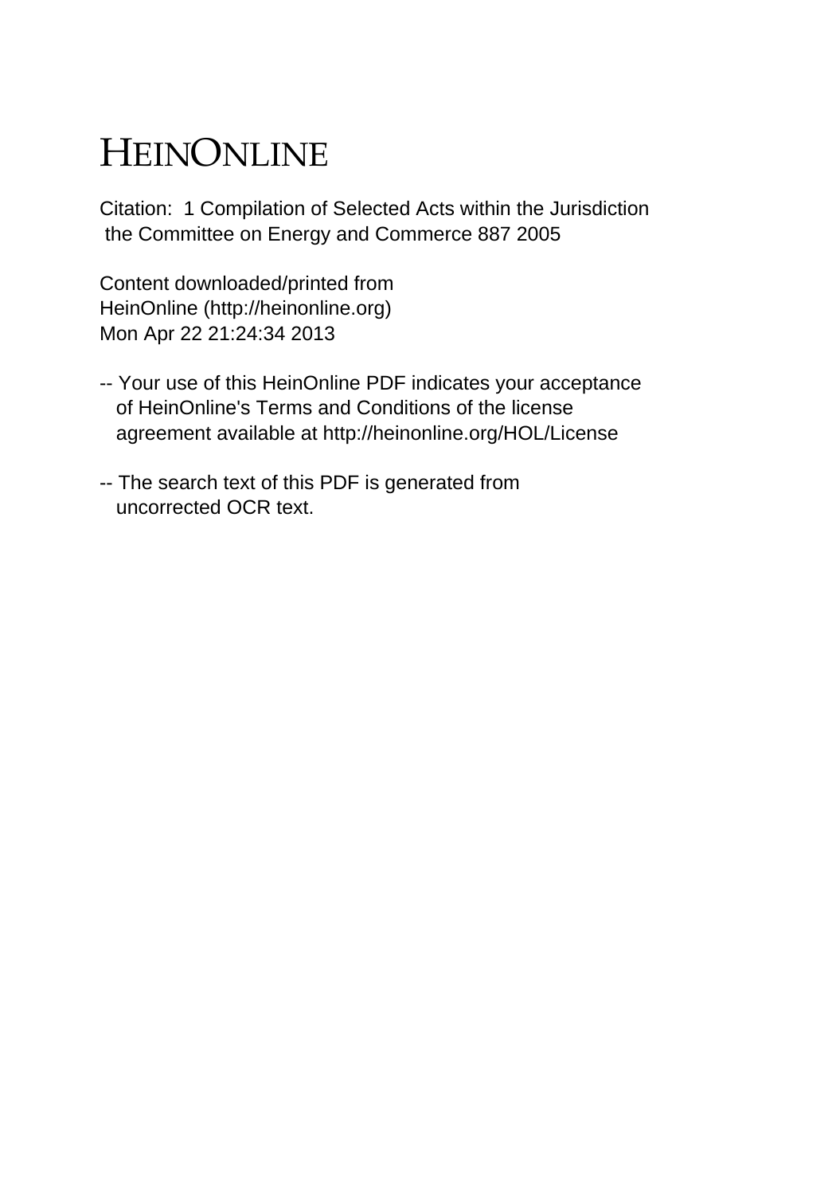# HEINONLINE

Citation: 1 Compilation of Selected Acts within the Jurisdiction the Committee on Energy and Commerce 887 2005

Content downloaded/printed from HeinOnline (http://heinonline.org) Mon Apr 22 21:24:34 2013

-- Your use of this HeinOnline PDF indicates your acceptance of HeinOnline's Terms and Conditions of the license agreement available at http://heinonline.org/HOL/License

-- The search text of this PDF is generated from uncorrected OCR text.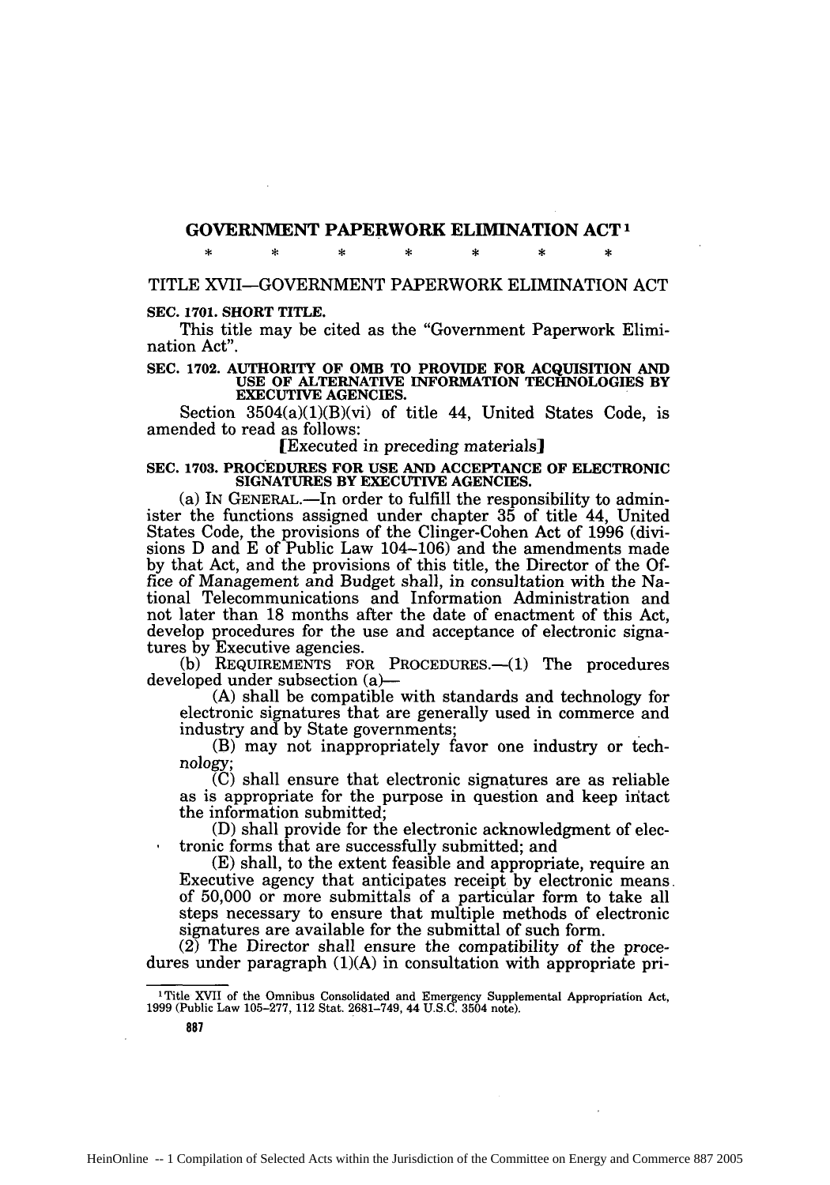# GOVERNMENT PAPERWORK ELIMINATION ACT[1]

\* \* \* \* \* \* \*

## TITLE XVII—GOVERNMENT PAPERWORK ELIMINATION ACT

**SEC. 1701. SHORT TITLE.**

This title may be cited as the "Government Paperwork Elimination Act".

**SEC. 1702. AUTHORITY OF OMB TO PROVIDE FOR ACQUISITION AND USE OF ALTERNATIVE INFORMATION TECHNOLOGIES BY EXECUTIVE AGENCIES.**

Section 3504(a)(1)(B)(vi) of title 44, United States Code, is amended to read as follows:

[*Executed in preceding materials*]

**SEC. 1703. PROCEDURES FOR USE AND ACCEPTANCE OF ELECTRONIC SIGNATURES BY EXECUTIVE AGENCIES.**

(a) IN GENERAL.—In order to fulfill the responsibility to administer the functions assigned under chapter 35 of title 44, United States Code, the provisions of the Clinger-Cohen Act of 1996 (divisions D and E of Public Law 104–106) and the amendments made by that Act, and the provisions of this title, the Director of the Office of Management and Budget shall, in consultation with the National Telecommunications and Information Administration and not later than 18 months after the date of enactment of this Act, develop procedures for the use and acceptance of electronic signatures by Executive agencies.

(b) REQUIREMENTS FOR PROCEDURES.—(1) The procedures developed under subsection (a)—

(A) shall be compatible with standards and technology for electronic signatures that are generally used in commerce and industry and by State governments;

(B) may not inappropriately favor one industry or technology;

(C) shall ensure that electronic signatures are as reliable as is appropriate for the purpose in question and keep intact the information submitted;

(D) shall provide for the electronic acknowledgment of electronic forms that are successfully submitted; and

(E) shall, to the extent feasible and appropriate, require an Executive agency that anticipates receipt by electronic means of 50,000 or more submittals of a particular form to take all steps necessary to ensure that multiple methods of electronic signatures are available for the submittal of such form.

(2) The Director shall ensure the compatibility of the procedures under paragraph (1)(A) in consultation with appropriate pri-

[1] Title XVII of the Omnibus Consolidated and Emergency Supplemental Appropriation Act, 1999 (Public Law 105–277, 112 Stat. 2681–749, 44 U.S.C. 3504 note).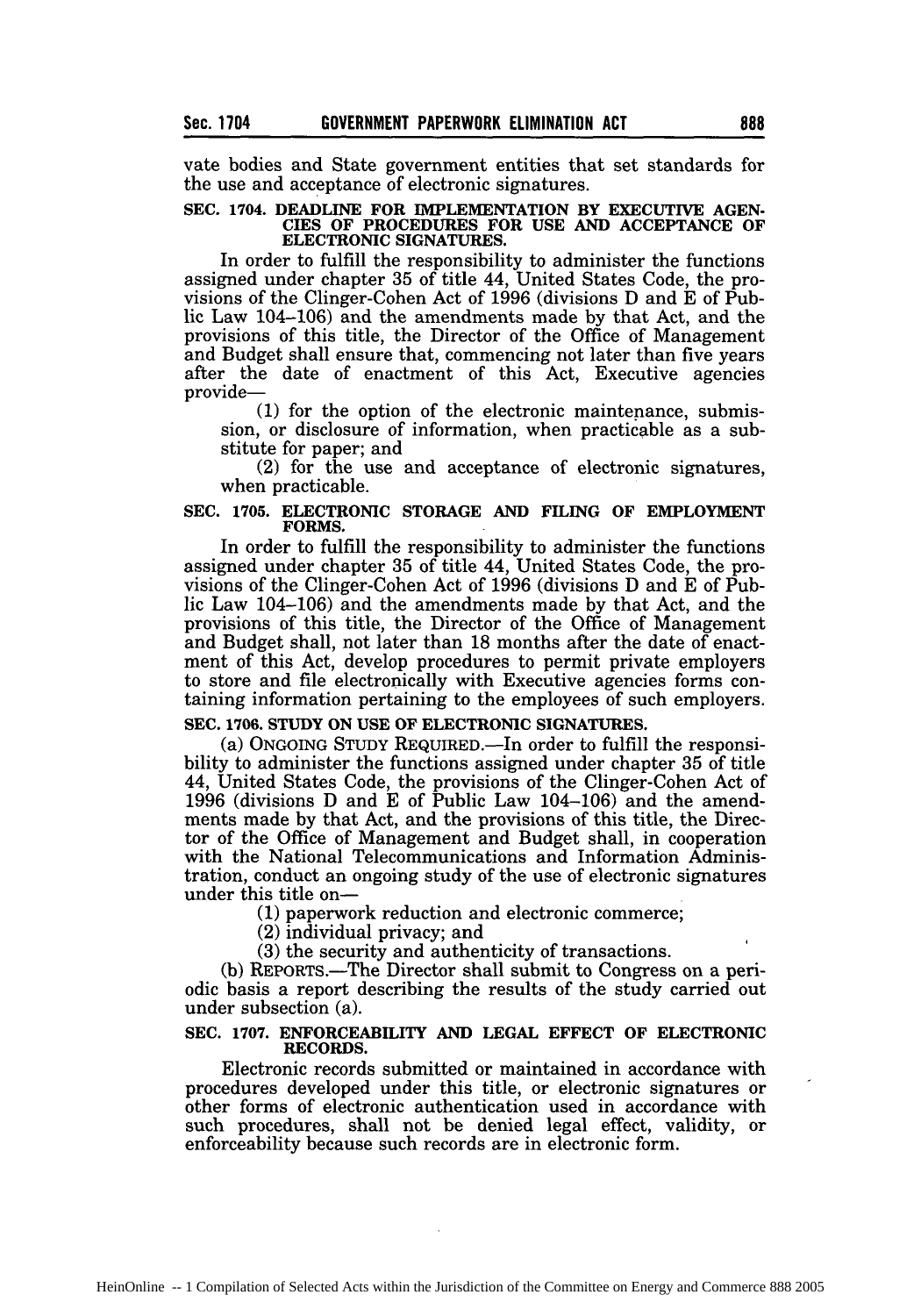vate bodies and State government entities that set standards for the use and acceptance of electronic signatures.

### SEC. 1704. DEADLINE FOR IMPLEMENTATION BY EXECUTIVE AGENCIES OF PROCEDURES FOR USE AND ACCEPTANCE OF ELECTRONIC SIGNATURES.

In order to fulfill the responsibility to administer the functions assigned under chapter 35 of title 44, United States Code, the provisions of the Clinger-Cohen Act of 1996 (divisions D and E of Public Law 104–106) and the amendments made by that Act, and the provisions of this title, the Director of the Office of Management and Budget shall ensure that, commencing not later than five years after the date of enactment of this Act, Executive agencies provide—

(1) for the option of the electronic maintenance, submission, or disclosure of information, when practicable as a substitute for paper; and

(2) for the use and acceptance of electronic signatures, when practicable.

### SEC. 1705. ELECTRONIC STORAGE AND FILING OF EMPLOYMENT FORMS.

In order to fulfill the responsibility to administer the functions assigned under chapter 35 of title 44, United States Code, the provisions of the Clinger-Cohen Act of 1996 (divisions D and E of Public Law 104–106) and the amendments made by that Act, and the provisions of this title, the Director of the Office of Management and Budget shall, not later than 18 months after the date of enactment of this Act, develop procedures to permit private employers to store and file electronically with Executive agencies forms containing information pertaining to the employees of such employers.

### SEC. 1706. STUDY ON USE OF ELECTRONIC SIGNATURES.

(a) ONGOING STUDY REQUIRED.—In order to fulfill the responsibility to administer the functions assigned under chapter 35 of title 44, United States Code, the provisions of the Clinger-Cohen Act of 1996 (divisions D and E of Public Law 104–106) and the amendments made by that Act, and the provisions of this title, the Director of the Office of Management and Budget shall, in cooperation with the National Telecommunications and Information Administration, conduct an ongoing study of the use of electronic signatures under this title on—

(1) paperwork reduction and electronic commerce;

(2) individual privacy; and

(3) the security and authenticity of transactions.

(b) REPORTS.—The Director shall submit to Congress on a periodic basis a report describing the results of the study carried out under subsection (a).

### SEC. 1707. ENFORCEABILITY AND LEGAL EFFECT OF ELECTRONIC RECORDS.

Electronic records submitted or maintained in accordance with procedures developed under this title, or electronic signatures or other forms of electronic authentication used in accordance with such procedures, shall not be denied legal effect, validity, or enforceability because such records are in electronic form.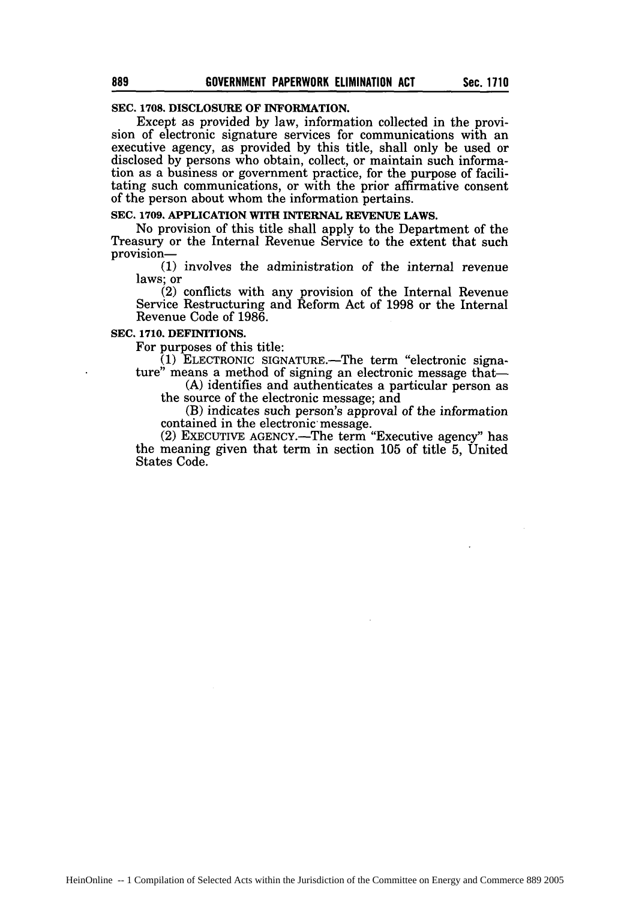### SEC. 1708. DISCLOSURE OF INFORMATION.

Except as provided by law, information collected in the provision of electronic signature services for communications with an executive agency, as provided by this title, shall only be used or disclosed by persons who obtain, collect, or maintain such information as a business or government practice, for the purpose of facilitating such communications, or with the prior affirmative consent of the person about whom the information pertains.

### SEC. 1709. APPLICATION WITH INTERNAL REVENUE LAWS.

No provision of this title shall apply to the Department of the Treasury or the Internal Revenue Service to the extent that such provision—

(1) involves the administration of the internal revenue laws; or

(2) conflicts with any provision of the Internal Revenue Service Restructuring and Reform Act of 1998 or the Internal Revenue Code of 1986.

### SEC. 1710. DEFINITIONS.

For purposes of this title:

(1) ELECTRONIC SIGNATURE.—The term "electronic signature" means a method of signing an electronic message that—

(A) identifies and authenticates a particular person as the source of the electronic message; and

(B) indicates such person's approval of the information contained in the electronic message.

(2) EXECUTIVE AGENCY.—The term "Executive agency" has the meaning given that term in section 105 of title 5, United States Code.